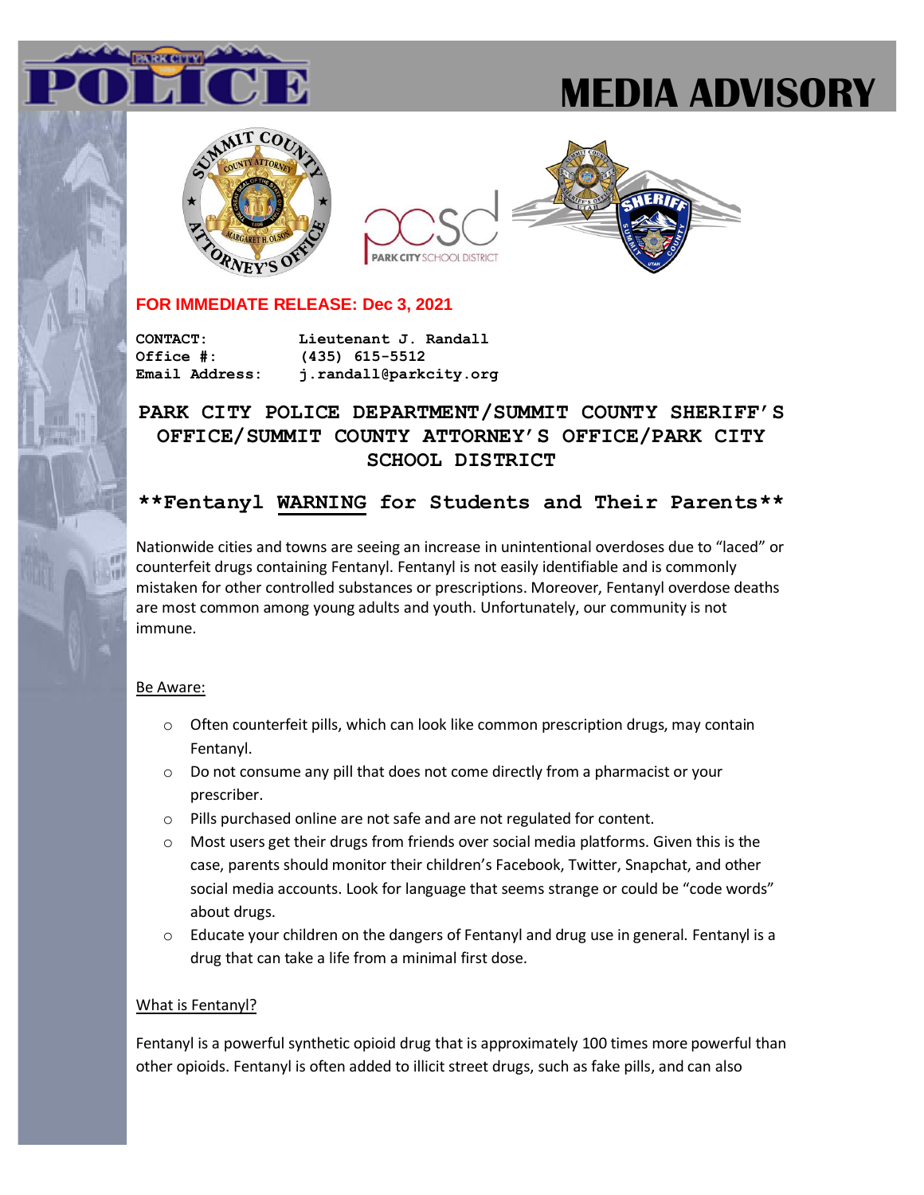# MEDIA ADVISORY

**FOR IMMEDIATE RELEASE: Dec 3, 2021**

**CONTACT:** Lieutenant J. Randall
**Office #:** (435) 615-5512
**Email Address:** j.randall@parkcity.org

## PARK CITY POLICE DEPARTMENT/SUMMIT COUNTY SHERIFF'S OFFICE/SUMMIT COUNTY ATTORNEY'S OFFICE/PARK CITY SCHOOL DISTRICT

## **Fentanyl WARNING for Students and Their Parents**

Nationwide cities and towns are seeing an increase in unintentional overdoses due to "laced" or counterfeit drugs containing Fentanyl. Fentanyl is not easily identifiable and is commonly mistaken for other controlled substances or prescriptions. Moreover, Fentanyl overdose deaths are most common among young adults and youth. Unfortunately, our community is not immune.

### Be Aware:

- Often counterfeit pills, which can look like common prescription drugs, may contain Fentanyl.
- Do not consume any pill that does not come directly from a pharmacist or your prescriber.
- Pills purchased online are not safe and are not regulated for content.
- Most users get their drugs from friends over social media platforms. Given this is the case, parents should monitor their children's Facebook, Twitter, Snapchat, and other social media accounts. Look for language that seems strange or could be "code words" about drugs.
- Educate your children on the dangers of Fentanyl and drug use in general. Fentanyl is a drug that can take a life from a minimal first dose.

### What is Fentanyl?

Fentanyl is a powerful synthetic opioid drug that is approximately 100 times more powerful than other opioids. Fentanyl is often added to illicit street drugs, such as fake pills, and can also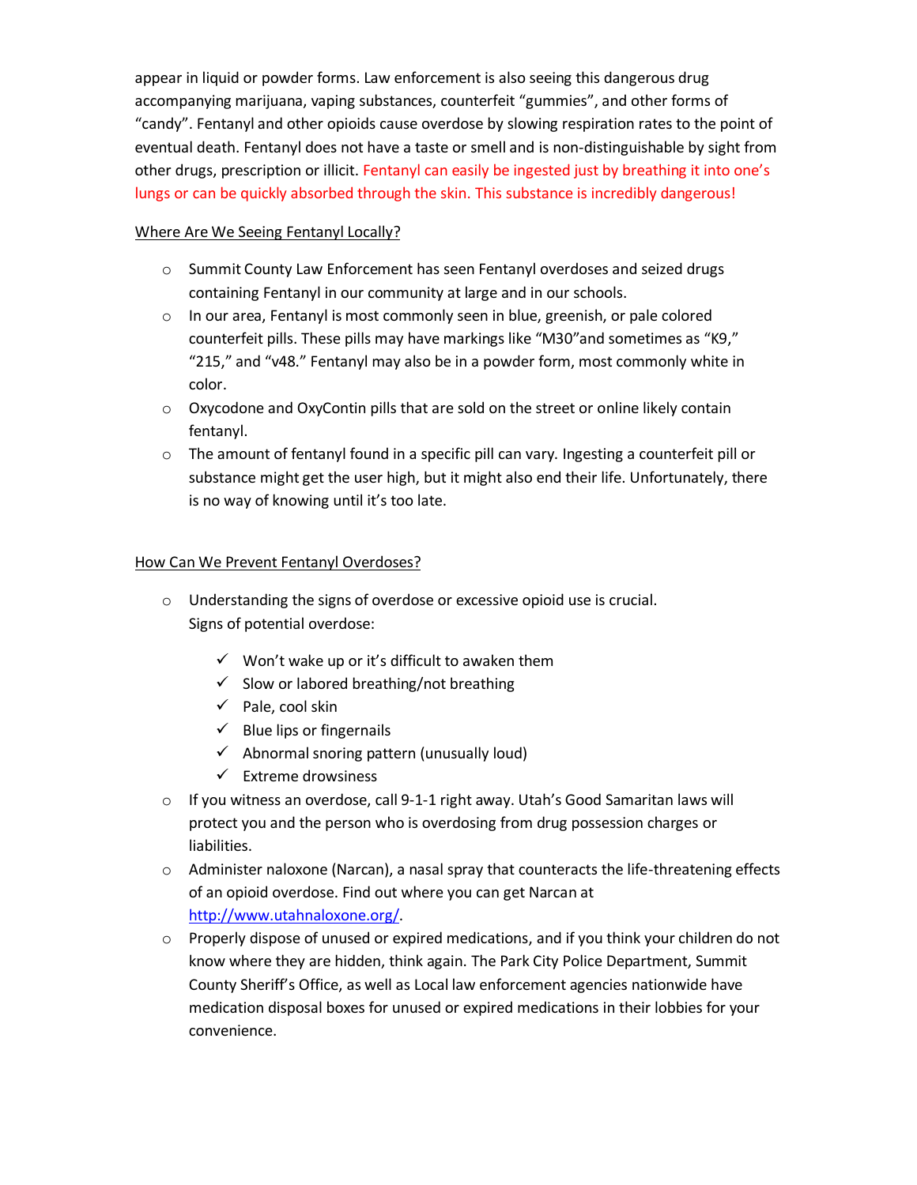appear in liquid or powder forms. Law enforcement is also seeing this dangerous drug accompanying marijuana, vaping substances, counterfeit "gummies", and other forms of "candy". Fentanyl and other opioids cause overdose by slowing respiration rates to the point of eventual death. Fentanyl does not have a taste or smell and is non-distinguishable by sight from other drugs, prescription or illicit. Fentanyl can easily be ingested just by breathing it into one's lungs or can be quickly absorbed through the skin. This substance is incredibly dangerous!

<u>Where Are We Seeing Fentanyl Locally?</u>

- Summit County Law Enforcement has seen Fentanyl overdoses and seized drugs containing Fentanyl in our community at large and in our schools.
- In our area, Fentanyl is most commonly seen in blue, greenish, or pale colored counterfeit pills. These pills may have markings like "M30"and sometimes as "K9," "215," and "v48." Fentanyl may also be in a powder form, most commonly white in color.
- Oxycodone and OxyContin pills that are sold on the street or online likely contain fentanyl.
- The amount of fentanyl found in a specific pill can vary. Ingesting a counterfeit pill or substance might get the user high, but it might also end their life. Unfortunately, there is no way of knowing until it's too late.

<u>How Can We Prevent Fentanyl Overdoses?</u>

- Understanding the signs of overdose or excessive opioid use is crucial. Signs of potential overdose:
  - ✓ Won't wake up or it's difficult to awaken them
  - ✓ Slow or labored breathing/not breathing
  - ✓ Pale, cool skin
  - ✓ Blue lips or fingernails
  - ✓ Abnormal snoring pattern (unusually loud)
  - ✓ Extreme drowsiness
- If you witness an overdose, call 9-1-1 right away. Utah's Good Samaritan laws will protect you and the person who is overdosing from drug possession charges or liabilities.
- Administer naloxone (Narcan), a nasal spray that counteracts the life-threatening effects of an opioid overdose. Find out where you can get Narcan at [http://www.utahnaloxone.org/](http://www.utahnaloxone.org/).
- Properly dispose of unused or expired medications, and if you think your children do not know where they are hidden, think again. The Park City Police Department, Summit County Sheriff's Office, as well as Local law enforcement agencies nationwide have medication disposal boxes for unused or expired medications in their lobbies for your convenience.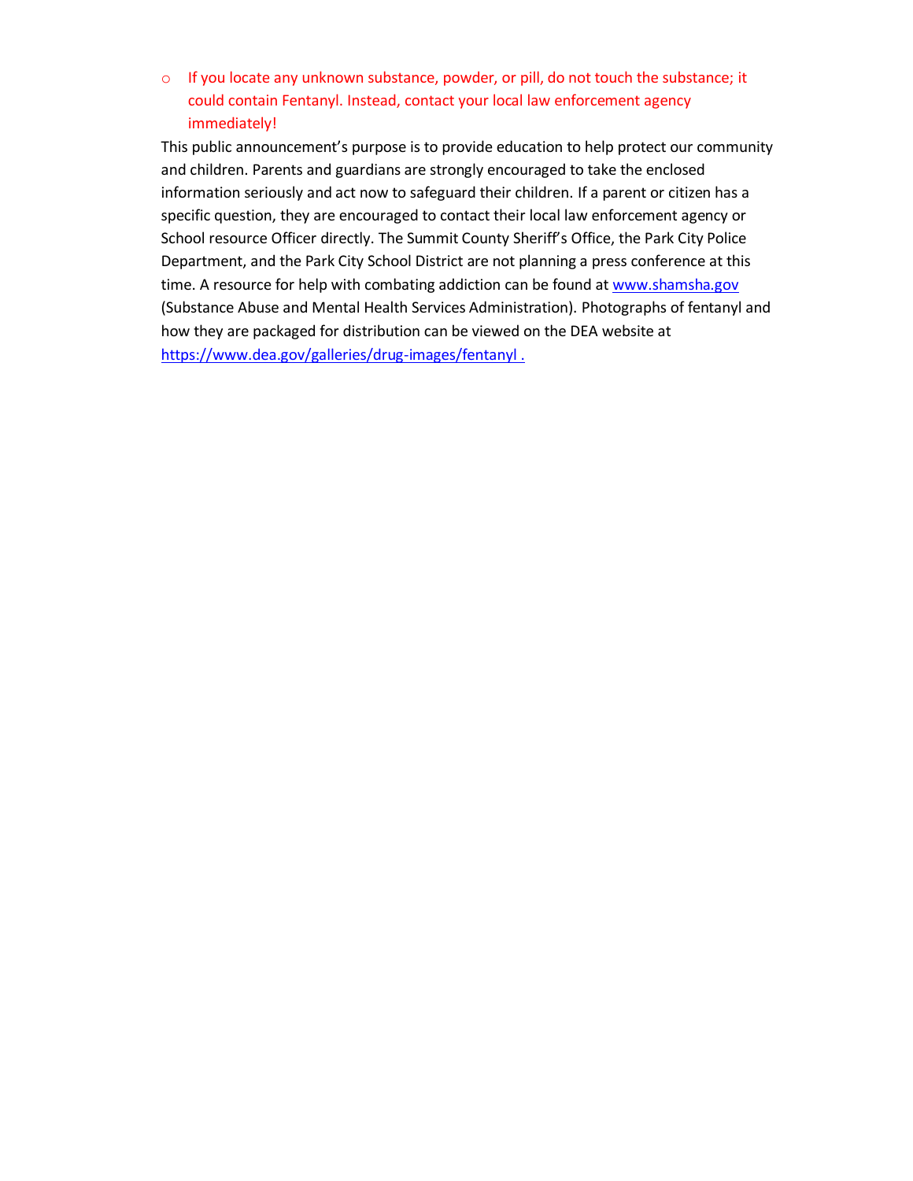- If you locate any unknown substance, powder, or pill, do not touch the substance; it could contain Fentanyl. Instead, contact your local law enforcement agency immediately!

This public announcement's purpose is to provide education to help protect our community and children. Parents and guardians are strongly encouraged to take the enclosed information seriously and act now to safeguard their children. If a parent or citizen has a specific question, they are encouraged to contact their local law enforcement agency or School resource Officer directly. The Summit County Sheriff's Office, the Park City Police Department, and the Park City School District are not planning a press conference at this time. A resource for help with combating addiction can be found at www.shamsha.gov (Substance Abuse and Mental Health Services Administration). Photographs of fentanyl and how they are packaged for distribution can be viewed on the DEA website at https://www.dea.gov/galleries/drug-images/fentanyl .